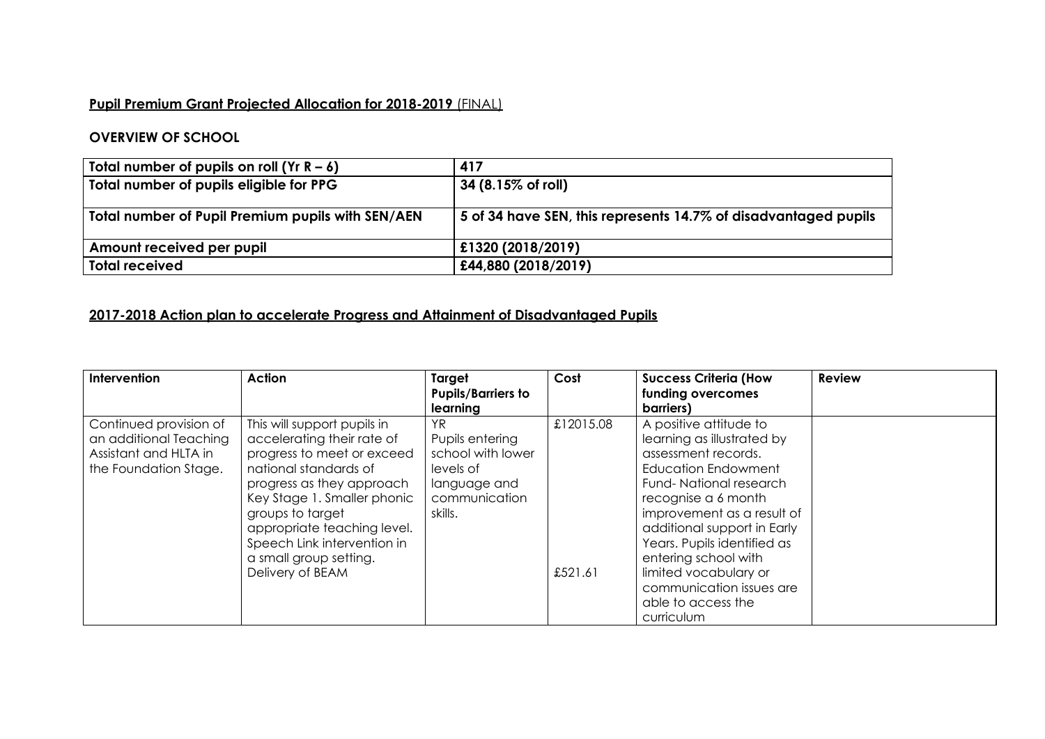## **Pupil Premium Grant Projected Allocation for 2018-2019** (FINAL)

### OVERVIEW OF SCHOOL

| Total number of pupils on roll (Yr R – 6) | 417 |
|---|---|
| **Total number of pupils eligible for PPG** | **34 (8.15% of roll)** |
| **Total number of Pupil Premium pupils with SEN/AEN** | **5 of 34 have SEN, this represents 14.7% of disadvantaged pupils** |
| **Amount received per pupil** | **£1320 (2018/2019)** |
| **Total received** | **£44,880 (2018/2019)** |

## **2017-2018 Action plan to accelerate Progress and Attainment of Disadvantaged Pupils**

| Intervention | Action | Target Pupils/Barriers to learning | Cost | Success Criteria (How funding overcomes barriers) | Review |
|---|---|---|---|---|---|
| Continued provision of an additional Teaching Assistant and HLTA in the Foundation Stage. | This will support pupils in accelerating their rate of progress to meet or exceed national standards of progress as they approach Key Stage 1. Smaller phonic groups to target appropriate teaching level. Speech Link intervention in a small group setting. Delivery of BEAM | YR Pupils entering school with lower levels of language and communication skills. | £12015.08 £521.61 | A positive attitude to learning as illustrated by assessment records. Education Endowment Fund- National research recognise a 6 month improvement as a result of additional support in Early Years. Pupils identified as entering school with limited vocabulary or communication issues are able to access the curriculum | |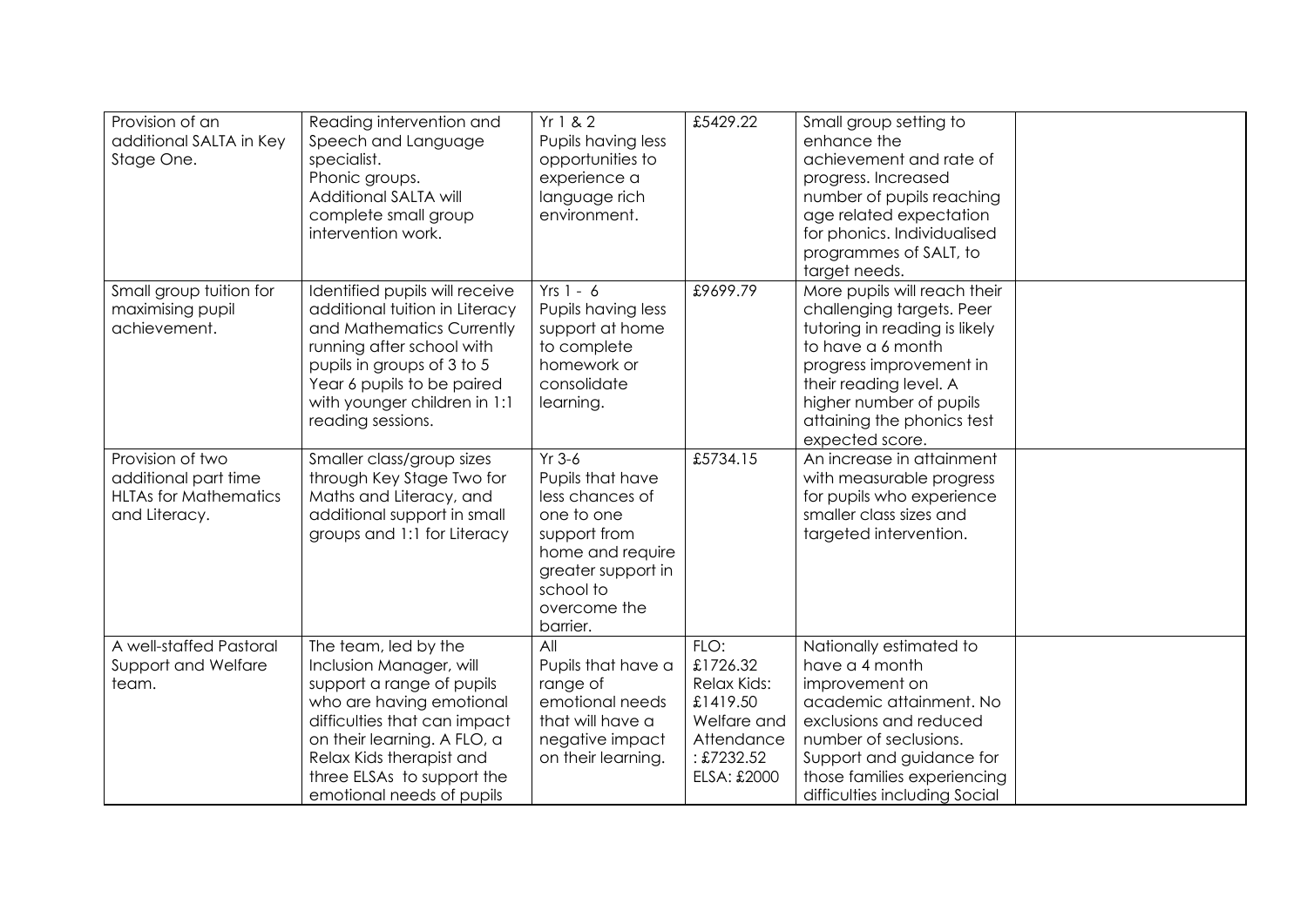| | | | | | |
|---|---|---|---|---|---|
| Provision of an additional SALTA in Key Stage One. | Reading intervention and Speech and Language specialist.<br>Phonic groups.<br>Additional SALTA will complete small group intervention work. | Yr 1 & 2<br>Pupils having less opportunities to experience a language rich environment. | £5429.22 | Small group setting to enhance the achievement and rate of progress. Increased number of pupils reaching age related expectation for phonics. Individualised programmes of SALT, to target needs. | |
| Small group tuition for maximising pupil achievement. | Identified pupils will receive additional tuition in Literacy and Mathematics Currently running after school with pupils in groups of 3 to 5<br>Year 6 pupils to be paired with younger children in 1:1 reading sessions. | Yrs 1 - 6<br>Pupils having less support at home to complete homework or consolidate learning. | £9699.79 | More pupils will reach their challenging targets. Peer tutoring in reading is likely to have a 6 month progress improvement in their reading level. A higher number of pupils attaining the phonics test expected score. | |
| Provision of two additional part time HLTAs for Mathematics and Literacy. | Smaller class/group sizes through Key Stage Two for Maths and Literacy, and additional support in small groups and 1:1 for Literacy | Yr 3-6<br>Pupils that have less chances of one to one support from home and require greater support in school to overcome the barrier. | £5734.15 | An increase in attainment with measurable progress for pupils who experience smaller class sizes and targeted intervention. | |
| A well-staffed Pastoral Support and Welfare team. | The team, led by the Inclusion Manager, will support a range of pupils who are having emotional difficulties that can impact on their learning. A FLO, a Relax Kids therapist and three ELSAs to support the emotional needs of pupils | All<br>Pupils that have a range of emotional needs that will have a negative impact on their learning. | FLO: £1726.32<br>Relax Kids: £1419.50<br>Welfare and Attendance : £7232.52<br>ELSA: £2000 | Nationally estimated to have a 4 month improvement on academic attainment. No exclusions and reduced number of seclusions. Support and guidance for those families experiencing difficulties including Social | |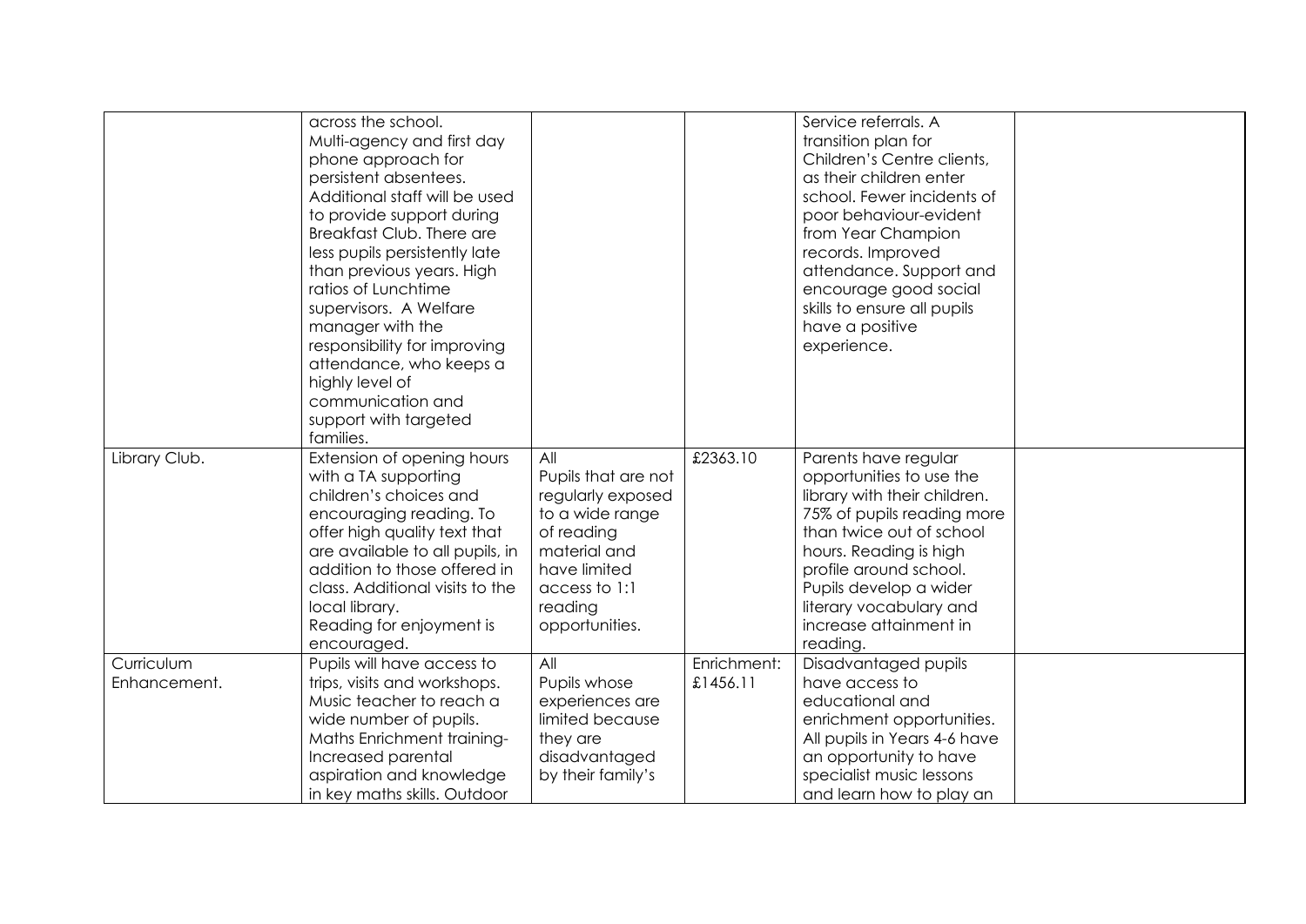| | | | | | |
|---|---|---|---|---|---|
| | across the school. Multi-agency and first day phone approach for persistent absentees. Additional staff will be used to provide support during Breakfast Club. There are less pupils persistently late than previous years. High ratios of Lunchtime supervisors. A Welfare manager with the responsibility for improving attendance, who keeps a highly level of communication and support with targeted families. | | | Service referrals. A transition plan for Children's Centre clients, as their children enter school. Fewer incidents of poor behaviour-evident from Year Champion records. Improved attendance. Support and encourage good social skills to ensure all pupils have a positive experience. | |
| Library Club. | Extension of opening hours with a TA supporting children's choices and encouraging reading. To offer high quality text that are available to all pupils, in addition to those offered in class. Additional visits to the local library. Reading for enjoyment is encouraged. | All Pupils that are not regularly exposed to a wide range of reading material and have limited access to 1:1 reading opportunities. | £2363.10 | Parents have regular opportunities to use the library with their children. 75% of pupils reading more than twice out of school hours. Reading is high profile around school. Pupils develop a wider literary vocabulary and increase attainment in reading. | |
| Curriculum Enhancement. | Pupils will have access to trips, visits and workshops. Music teacher to reach a wide number of pupils. Maths Enrichment training- Increased parental aspiration and knowledge in key maths skills. Outdoor | All Pupils whose experiences are limited because they are disadvantaged by their family's | Enrichment: £1456.11 | Disadvantaged pupils have access to educational and enrichment opportunities. All pupils in Years 4-6 have an opportunity to have specialist music lessons and learn how to play an | |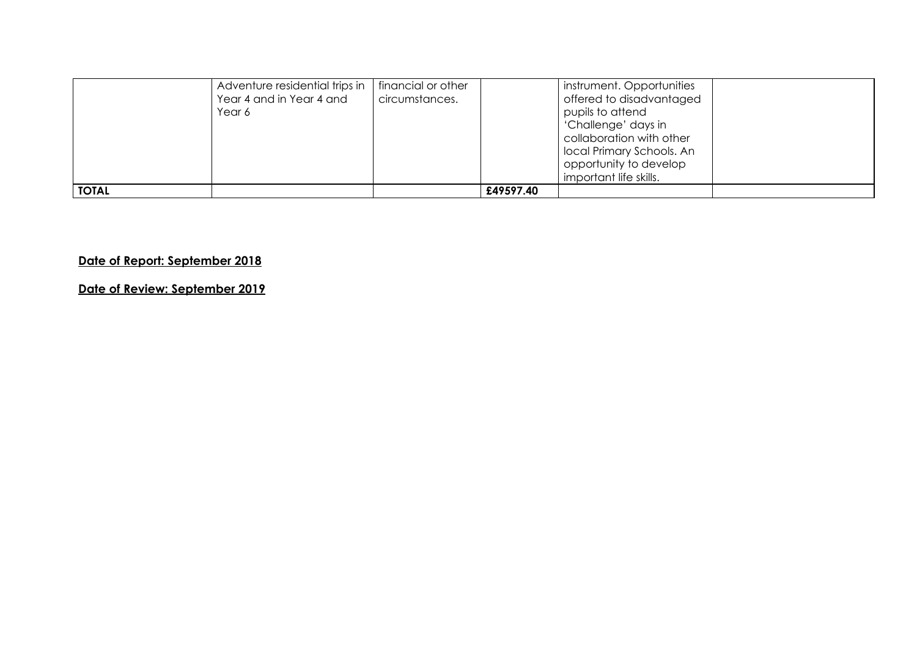| | | | | | |
|---|---|---|---|---|---|
| | Adventure residential trips in Year 4 and in Year 4 and Year 6 | financial or other circumstances. | | instrument. Opportunities offered to disadvantaged pupils to attend 'Challenge' days in collaboration with other local Primary Schools. An opportunity to develop important life skills. | |
| **TOTAL** | | | **£49597.40** | | |

**Date of Report: September 2018**

**Date of Review: September 2019**